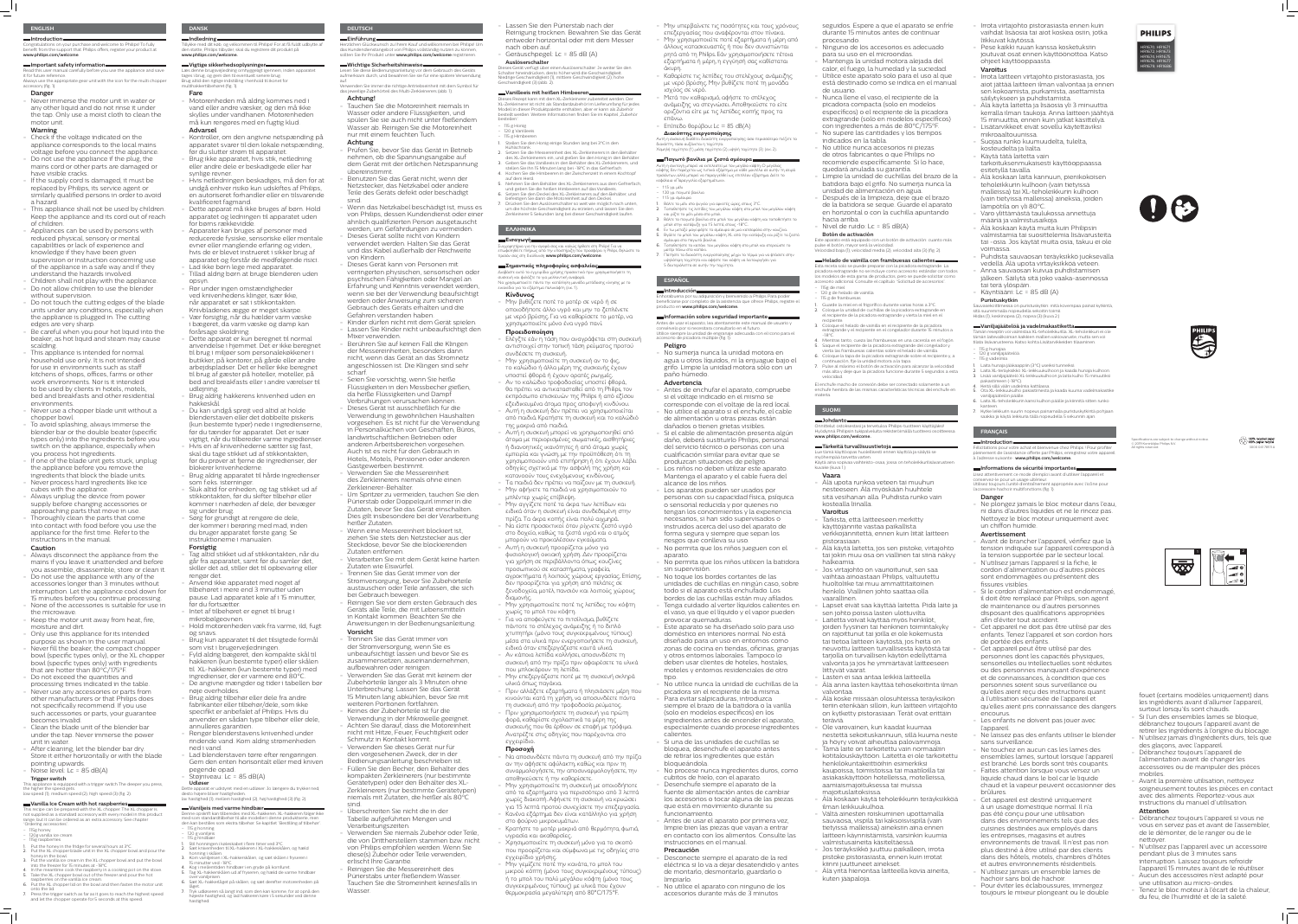## ENGLISH

### Introduction

Congratulations on your purchase and welcome to Philips! To fully benefit from the support that Philips offers, register your product at www.philips.com/welcome.

### Important safety information

Read this user manual carefully before you use the appliance and save it for future reference.

Always use the appropriate gear unit with the icon for the much chopper accessory (fig. 1).

#### Danger

- Never immerse the motor unit in water or any other liquid and do not rinse it under the tap. Only use a moist cloth to clean the motor unit.

#### Warning

- Check if the voltage indicated on the appliance corresponds to the local mains voltage before you connect the appliance.
- Do not use the appliance if the plug, the mains cord or other parts are damaged or have visible cracks.
- If the supply cord is damaged, it must be replaced by Philips, its service agent or similarly qualified persons in order to avoid a hazard.
- This appliance shall not be used by children. Keep the appliance and its cord out of reach of children.
- Appliances can be used by persons with reduced physical, sensory or mental capabilities or lack of experience and knowledge if they have been given supervision or instruction concerning use of the appliance in a safe way and if they understand the hazards involved.
- Children shall not play with the appliance.
- Do not leave children to use the blender without supervision.
- Do not touch the cutting edges of the blade units under any conditions, especially when the appliance is plugged in. The cutting edges are very sharp.
- Be careful when you pour hot liquid into the beaker, as hot liquid and steam may cause scalding.
- This appliance is intended for normal household use only. It is not intended for use in environments such as staff kitchens of shops, offices, farms or other work environments. Nor is it intended to be used by clients in hotels, motels, bed and breakfasts and other residential environments.
- Never use a chopper blade unit without a chopper bowl.
- To avoid splashing, always immerse the blender bar or the double beater (specific types only) into the ingredients before you switch on the appliance, especially when you process hot ingredients.
- If one of the blade unit gets stuck, unplug the appliance before you remove the ingredients that block the blade units.
- Never process hard ingredients like ice cubes with the appliance.
- Always unplug the device from power supply before changing accessories or approaching parts that move in use.
- Thoroughly clean the parts that come into contact with food before you use the appliance for the first time. Refer to the instructions in the manual.

#### Caution

- Always disconnect the appliance from the mains if you leave it unattended and before you assemble, disassemble, store or clean it.
- Do not use the appliance with any of the accessories longer than 3 minutes without interruption. Let the appliance cool down for 15 minutes before you continue processing. None of the accessories is suitable for use in the microwave.
- Keep the motor unit away from heat, fire, moisture and dirt.
- Only use this appliance for its intended purpose as shown in the user manual.
- Never fill the beaker, the compact chopper bowl (specific types only), or the XL chopper bowl (specific types only) with ingredients that are hotter than 80°C/175°F.
- Do not exceed the quantities and processing times indicated in the table.
- Never use any accessories or parts from other manufacturers or that Philips does not specifically recommend. If you use such accessories or parts, your guarantee becomes invalid.
- Clean the blade unit of the blender bar under the tap. Never immerse the power unit in water.
- After cleaning, let the blender bar dry. Store it either horizontally or with the blade pointing upwards.
- Noise level: Lc = 85 dB(A)

### Trigger switch

This appliance is equipped with a trigger switch. The deeper you press, the higher the speed goes.

low speed (1), medium speed (2), high speed (3) (fig. 2).

### Vanilla Ice Cream with hot raspberries

This recipe can be prepared with the XL chopper. The XL chopper is not supplied as a standard accessory with every model in this product range but it can be ordered as an extra accessory. See chapter 'Ordering accessories'.

- 115g honey
- 120g vanilla ice cream
- 115g raspberries

1. Put the honey in the fridge for several hours at 3°C.
2. Put the XL chopper blade unit in the XL chopper bowl and pour the honey in the bowl.
3. Put the vanilla ice cream in the XL chopper bowl and put the bowl into the freezer for 15 minutes at -18°C.
4. In the meantime cook the raspberry in a cooking pot on the stove.
5. Take the XL chopper bowl out of the freezer and pour the hot raspberries on the vanilla ice cream.
6. Put the XL chopper lid on the bowl and then fasten the motor unit onto the lid.
7. Press the trigger switch as far as it goes to reach the highest speed and let the chopper operate for 5 seconds at this speed.

## DANSK

### Indledning

Tillykke med dit køb, og velkommen til Philips! For at få fuldt udbytte af den støtte, Philips tilbyder, skal du registrere dit produkt på www.philips.com/welcome.

### Vigtige sikkerhedsoplysninger

Læs denne brugervejledning omhyggeligt igennem, inden apparatet tages i brug, og gem den til eventuel senere brug.

Brug altid den tilgængelige drivenhed med ikonet for multihakkertilbehør (fig. 1).

#### Fare

- Motorenheden må aldrig kommes ned i vand eller andre væsker, og den må ikke skylles under vandhanen. Motorenheden må kun rengøres med en fugtig klud.

#### Advarsel

- Kontrollér, om den angivne netspænding på apparatet svarer til den lokale netspænding, før du slutter strøm til apparatet.
- Brug ikke apparatet, hvis stik, netledning eller andre dele er beskadigede eller har synlige revner.
- Hvis netledningen beskadiges, må den for at undgå enhver risiko kun udskiftes af Philips, en autoriseret forhandler eller en tilsvarende kvalificeret fagmand.
- Dette apparat må ikke bruges af børn. Hold apparatet og ledningen til apparatet uden for børns rækkevidde.
- Apparater kan bruges af personer med reducerede fysiske, sensoriske eller mentale evner eller manglende erfaring og viden, hvis de er blevet instrueret i sikker brug af apparatet og forstår de medfølgende risici.
- Lad ikke børn lege med apparatet.
- Tillad aldrig børn at bruge blenderen uden opsyn.
- Rør under ingen omstændigheder ved knivenhedens klinger, især ikke, når apparatet er sat i stikkontakten. Knivbladenes æg er meget skarpe.
- Vær forsigtig, når du hælder varm væske i bægeret, da varm væske og damp kan forårsage skoldning.
- Dette apparat er kun beregnet til normal anvendelse i hjemmet. Det er ikke beregnet til brug i miljøer som personalekøkkener i butikker, på kontorer, på gårde eller andre arbejdspladser. Det er heller ikke beregnet til brug af gæster på hoteller, moteller, på bed and breakfasts eller i andre værelser til udlejning.
- Brug aldrig hakkerens knivenhed uden en hakkeskål.
- Du kan undgå sprøjt ved altid at holde blenderstaven eller det dobbelte piskeris (kun bestemte typer) nede i ingredienserne, før du tænder for apparatet. Det er især vigtigt, når du tilbereder varme ingredienser.
- Hvis en af knivenhederne sætter sig fast, skal du tage stikket ud af stikkontakten, før du prøver at fjerne de ingredienser, der blokerer knivenhederne.
- Brug aldrig apparatet til hårde ingredienser som f.eks. isterninger.
- Sluk altid for enheden, og tag stikket ud af stikkontakten, før du skifter tilbehør eller kommer i nærheden af dele, der bevæger sig under brug.
- Sørg for grundigt at rengøre de dele, der kommer i berøring med mad, inden du bruger apparatet første gang. Se instruktionerne i manualen.

#### Forsigtig

- Tag altid stikket ud af stikkontakten, når du går fra apparatet, samt før du samler det, skiller det ad, stiller det til opbevaring eller rengør det.
- Anvend ikke apparatet med noget af tilbehøret i mere end 3 minutter uden pause. Lad apparatet køle af i 15 minutter, før du fortsætter.
- Intet af tilbehøret er egnet til brug i mikrobølgeovnen.
- Hold motorenheden væk fra varme, ild, fugt og snavs.
- Brug kun apparatet til det tilsigtede formål som vist i brugervejledningen.
- Fyld aldrig bægeret, den kompakte skål til hakkeren (kun bestemte typer) eller skålen til XL-hakkeren (kun bestemte typer) med ingredienser, der er varmere end 80°C.
- De angivne mængder og tider i tabellen bør ikke overholdes.
- Brug aldrig tilbehør eller dele fra andre fabrikanter eller tilbehør/dele, som ikke specifikt er anbefalet af Philips. Hvis du anvender en sådan type tilbehør eller dele, annulleres garantien.
- Rengør blenderstavens knivenhed under rindende vand. Kom aldrig strømenheden ned i vand.
- Lad blenderstaven tørre efter rengøringen. Gem den enten horisontalt eller med kniven pegende opad.
- Støjniveau: Lc = 85 dB(A)

### Udløser

Dette apparat er udstyret med en udløser. Jo længere du trykker ned, desto højere bliver hastigheden.

lav hastighed (1), medium hastighed (2), høj hastighed (3) (fig. 2).

### Vaniljeis med varme hindbær

Denne opskrift kan tilberedes med XL-hakkeren. XL-hakkeren følger ikke med som standardtilbehør til alle modeller i denne produktserie, men den kan bestilles som ekstra tilbehør. Se kapitlet "Bestilling af tilbehør".

- 115 g honning
- 120 g vaniljeis
- 115 g hindbær

1. Stil honningen i køleskabet i flere timer ved 3°C.
2. Sæt knivenheden til XL-hakkeren i XL-hakkerskålen, og hæld honningen i skålen.
3. Kom vaniljeisen i XL-hakkerskålen, og sæt skålen i fryseren i 15 minutter ved -18°C.
4. Kog i mellemtiden hindbærrene i en gryde på komfuret.
5. Tag XL-hakkerskålen ud af fryseren, og hæld de varme hindbær over vaniljeisen.
6. Sæt XL-hakkerlåget på skålen, og sæt derefter motorenheden på låget.
7. Tryk udløseren så langt ind, som den kan komme, for at opnå den højeste hastighed, og lad hakkeren køre i 5 sekunder ved denne hastighed.

## DEUTSCH

### Einführung

Herzlichen Glückwunsch zu Ihrem Kauf und willkommen bei Philips! Um das Kundendienstangebot von Philips vollständig nutzen zu können, sollten Sie Ihr Produkt unter www.philips.com/welcome registrieren.

### Wichtige Sicherheitshinweise

Lesen Sie diese Bedienungsanleitung vor dem Gebrauch des Geräts aufmerksam durch, und bewahren Sie sie für eine spätere Verwendung auf.

Verwenden Sie immer die richtige Antriebseinheit mit dem Symbol für das jeweilige Zubehörteil des Multi-Zerkleinerers (Abb. 1).

#### Achtung!

- Tauchen Sie die Motoreinheit niemals in Wasser oder andere Flüssigkeiten, und spülen Sie sie auch nicht unter fließendem Wasser ab. Reinigen Sie die Motoreinheit nur mit einem feuchten Tuch.

#### Achtung

- Prüfen Sie, bevor Sie das Gerät in Betrieb nehmen, ob die Spannungsangabe auf dem Gerät mit der örtlichen Netzspannung übereinstimmt.
- Benutzen Sie das Gerät nicht, wenn der Netzstecker, das Netzkabel oder andere Teile des Geräts defekt oder beschädigt sind.
- Wenn das Netzkabel beschädigt ist, muss es von Philips, dessen Kundendienst oder einer ähnlich qualifizierten Person ausgetauscht werden, um Gefährdungen zu vermeiden.
- Dieses Gerät sollte nicht von Kindern verwendet werden. Halten Sie das Gerät und das Kabel außerhalb der Reichweite von Kindern.
- Dieses Gerät kann von Personen mit verringerten physischen, sensorischen oder psychischen Fähigkeiten oder Mangel an Erfahrung und Kenntnis verwendet werden, wenn sie bei der Verwendung beaufsichtigt werden oder Anweisung zum sicheren Gebrauch des Geräts erhalten und die Gefahren verstanden haben.
- Kinder dürfen nicht mit dem Gerät spielen.
- Lassen Sie Kinder nicht unbeaufsichtigt den Mixer verwenden.
- Berühren Sie auf keinen Fall die Klingen der Messereinheiten, besonders dann nicht, wenn das Gerät an das Stromnetz angeschlossen ist. Die Klingen sind sehr scharf.
- Seien Sie vorsichtig, wenn Sie heiße Flüssigkeiten in den Messbecher gießen, da heiße Flüssigkeiten und Dampf Verbrühungen verursachen können.
- Dieses Gerät ist ausschließlich für die Verwendung in gewöhnlichen Haushalten vorgesehen. Es ist nicht für die Verwendung in Personalküchen von Geschäften, Büros, landwirtschaftlichen Betrieben oder anderen Arbeitsbereichen vorgesehen. Auch ist es nicht für den Gebrauch in Hotels, Motels, Pensionen oder anderen Gastgewerben bestimmt.
- Verwenden Sie die Messereinheit des Zerkleinerers niemals ohne einen Zerkleinerer-Behälter.
- Um Spritzer zu vermeiden, tauchen Sie den Pürierstab oder Doppelquirl immer in die Zutaten, bevor Sie das Gerät einschalten. Dies gilt insbesondere bei der Verarbeitung heißer Zutaten.
- Wenn eine Messereinheit blockiert ist, ziehen Sie stets den Netzstecker aus der Steckdose, bevor Sie die blockierenden Zutaten entfernen.
- Verarbeiten Sie mit dem Gerät keine harten Zutaten wie Eiswürfel.
- Trennen Sie das Gerät immer von der Stromversorgung, bevor Sie Zubehörteile austauschen oder Teile anfassen, die sich bei Gebrauch bewegen.
- Reinigen Sie vor dem ersten Gebrauch des Geräts alle Teile, die mit Lebensmitteln in Kontakt kommen. Beachten Sie die Anweisungen in der Bedienungsanleitung.

#### Vorsicht

- Trennen Sie das Gerät immer von der Stromversorgung, wenn Sie es unbeaufsichtigt lassen und bevor Sie es zusammensetzen, auseinandernehmen, aufbewahren oder reinigen.
- Verwenden Sie das Gerät mit keinem der Zubehörteile länger als 3 Minuten ohne Unterbrechung. Lassen Sie das Gerät 15 Minuten lang abkühlen, bevor Sie mit weiteren Portionen fortfahren.
- Keines der Zubehörteile ist für die Verwendung in der Mikrowelle geeignet.
- Achten Sie darauf, dass die Motoreinheit nicht mit Hitze, Feuer, Feuchtigkeit oder Schmutz in Kontakt kommt.
- Verwenden Sie dieses Gerät nur für den vorgesehenen Zweck, der in der Bedienungsanleitung beschrieben ist.
- Füllen Sie den Becher, den Behälter des kompakten Zerkleinerers (nur bestimmte Gerätetypen) oder den Behälter des XL-Zerkleinerers (nur bestimmte Gerätetypen) niemals mit Zutaten, die heißer als 80°C sind.
- Überschreiten Sie nicht die in der Tabelle aufgeführten Mengen und Verarbeitungszeiten.
- Verwenden Sie niemals Zubehör oder Teile, die von Drittherstellern stammen bzw. nicht von Philips empfohlen werden. Wenn Sie diese(s) Zubehör oder Teile verwenden, erlischt Ihre Garantie.
- Reinigen Sie die Messereinheit des Pürierstabs unter fließendem Wasser. Tauchen Sie die Stromeinheit keinesfalls in Wasser.
- Lassen Sie den Pürierstab nach der Reinigung trocknen. Bewahren Sie das Gerät entweder horizontal oder mit dem Messer nach oben auf.
- Geräuschpegel: Lc = 85 dB (A)

### Auslöseschalter

Dieses Gerät verfügt über einen Auslöseschalter. Je weiter Sie den Schalter herunterdrücken, desto höher wird die Geschwindigkeit.

Niedrige Geschwindigkeit (1), mittlere Geschwindigkeit (2), hohe Geschwindigkeit (3) (Abb. 2).

### Vanilleeis mit heißen Himbeeren

Dieses Rezept kann mit dem XL-Zerkleinerer zubereitet werden. Der XL-Zerkleinerer ist nicht als Standardzubehör in Lieferumfang bei jedem Modell in dieser Produktpalette enthalten, aber er kann als Zubehör bestellt werden. Weitere Informationen finden Sie im Kapitel „Zubehör bestellen".

- 115 g Honig
- 120 g Vanilleeis
- 115 g Himbeeren

1. Stellen Sie den Honig einige Stunden lang bei 3°C in den Kühlschrank.
2. Setzen Sie die Messereinheit des XL-Zerkleinerers in den Behälter des XL-Zerkleinerers ein, und geben Sie den Honig in den Behälter.
3. Geben Sie das Vanilleeis in den Behälter des XL-Zerkleinerers, und stellen Sie ihn 15 Minuten lang bei -18°C in den Gefrierschrank.
4. Kochen Sie die Himbeeren in der Zwischenzeit in einem Kochtopf auf dem Herd.
5. Nehmen Sie den Behälter des XL-Zerkleinerers aus dem Gefrierfach, und gießen Sie die heißen Himbeeren auf das Vanilleeis.
6. Setzen Sie den Deckel des XL-Zerkleinerers auf den Behälter, und befestigen Sie dann die Motoreinheit auf dem Deckel.
7. Drücken Sie den Auslöseschalter so weit wie möglich nach unten, um die höchste Geschwindigkeit zu erreichen, und lassen Sie den Zerkleinerer 5 Sekunden lang bei dieser Geschwindigkeit laufen.

## ΕΛΛΗΝΙΚΑ

### Εισαγωγή

Συγχαρητήρια για την αγορά σας και καλώς ήλθατε στη Philips! Για να επωφεληθείτε πλήρως από την υποστήριξη που προσφέρει η Philips, δηλώστε το προϊόν σας στη διεύθυνση www.philips.com/welcome.

### Σημαντικές πληροφορίες ασφάλειας

Διαβάστε αυτό το εγχειρίδιο χρήσης προσεκτικά πριν χρησιμοποιήσετε τη συσκευή και φυλάξτε το για μελλοντική αναφορά.

Να χρησιμοποιεί τη πάντα την κατάλληλη μονάδα μετάδοσης κίνησης με το εικονίδιο για το εξάρτημα πολυκόπτη (Εικ. 1).

#### Κίνδυνος

- Μην βυθίζετε ποτέ το μοτέρ σε νερό ή σε οποιοδήποτε άλλο υγρό και μην το ξεπλένετε με νερό βρύσης. Για να καθαρίσετε το μοτέρ, να χρησιμοποιείτε μόνο ένα υγρό πανί.

#### Προειδοποίηση

- Ελέγξτε εάν η τάση που αναγράφεται στη συσκευή αντιστοιχεί στην τοπική τάση ρεύματος προτού συνδέσετε τη συσκευή.
- Μην χρησιμοποιήσετε τη συσκευή αν το φις, το καλώδιο ή άλλα μέρη της συσκευής έχουν υποστεί φθορά ή έχουν ορατές ρωγμές.
- Αν το καλώδιο τροφοδοσίας υποστεί φθορά, θα πρέπει να αντικατασταθεί από τη Philips, τον εκπρόσωπο επισκευών της Philips ή από εξίσου εξειδικευμένα άτομα προς αποφυγή κινδύνου.
- Αυτή η συσκευή δεν πρέπει να χρησιμοποιείται από παιδιά. Κρατήστε τη συσκευή και το καλώδιο της μακριά από παιδιά.
- Αυτή η συσκευή μπορεί να χρησιμοποιηθεί από άτομα με περιορισμένες σωματικές, αισθητήριες ή διανοητικές ικανότητες ή χωρίς σχετική εμπειρία και γνώση με την προϋπόθεση ότι τη χρησιμοποιούν υπό επιτήρηση ή ότι έχουν λάβει οδηγίες σχετικά με την ασφαλή της χρήση και κατανοούν τους ενεχόμενους κινδύνους.
- Τα παιδιά δεν πρέπει να παίζουν με τη συσκευή.
- Μην αφήνετε τα παιδιά να χρησιμοποιούν το μπλέντερ χωρίς επιτήρηση.
- Μην αγγίζετε ποτέ τα άκρα των λεπίδων και ειδικά όταν η συσκευή είναι συνδεδεμένη στην πρίζα. Τα άκρα κοπής είναι πολύ αιχμηρά.
- Να είστε προσεκτικοί όταν ρίχνετε ζεστό υγρό στο δοχείο, καθώς τα ζεστά υγρά και ο ατμός μπορούν να προκαλέσουν εγκαύματα.
- Αυτή η συσκευή προορίζεται μόνο για φυσιολογική οικιακή χρήση. Δεν προορίζεται για χρήση σε περιβάλλοντα όπως κουζίνες προσωπικού σε καταστήματα, γραφεία, αγροκτήματα ή λοιπούς χώρους εργασίας. Επίσης, δεν προορίζεται για χρήση από πελάτες σε ξενοδοχεία, μοτέλ, πανσιόν και λοιπούς χώρους διαμονής.
- Μην χρησιμοποιείτε ποτέ τις λεπίδες του κόφτη χωρίς το μπολ του κόφτη.
- Για να αποφεύγετε τα πιτσιλίσματα, βυθίζετε πάντα το ραβδί ή το διπλό χτυπητήρι (μόνο τους συγκεκριμένους τύπους) μέσα στα υλικά πριν ενεργοποιήσετε τη συσκευή, ειδικά όταν επεξεργάζεστε καυτά υλικά.
- Αν κάποια λεπίδα κολλήσει, αποσυνδέστε τη συσκευή από την πρίζα πριν αφαιρέσετε τα υλικά που μπλοκάρουν τη λεπίδα.
- Μην επεξεργάζεστε ποτέ με τη συσκευή σκληρά υλικά όπως παγάκια.
- Πριν αλλάξετε εξαρτήματα ή πλησιάσετε μέρη που κινούνται κατά τη χρήση, να αποσυνδέετε πάντα τη συσκευή από την τροφοδοσία ρεύματος.
- Πριν χρησιμοποιήσετε τη συσκευή για πρώτη φορά, καθαρίστε σχολαστικά τα μέρη της συσκευής που θα έρθουν σε επαφή με τρόφιμα. Ανατρέξτε στις οδηγίες που παρέχονται στο εγχειρίδιο.

#### Προσοχή

- Να αποσυνδέετε πάντα τη συσκευή από την πρίζα αν την αφήσετε αφύλαχτη καθώς και πριν τη συναρμολογήσετε, την αποσυναρμολογήσετε, την αποθηκεύσετε ή την καθαρίσετε.
- Μην χρησιμοποιήσετε τη συσκευή με οποιοδήποτε από τα εξαρτήματα για περισσότερο από 3 λεπτά χωρίς διακοπή. Αφήστε τη συσκευή να κρυώσει για 15 λεπτά προτού συνεχίσετε την επεξεργασία.
- Κανένα εξάρτημα δεν είναι κατάλληλο για χρήση στο φούρνο μικροκυμάτων.
- Κρατήστε το μοτέρ μακριά από θερμότητα, φωτιά, υγρασία και ακαθαρσίες.
- Χρησιμοποιείτε τη συσκευή μόνο για το σκοπό που προορίζεται και σύμφωνα με τις οδηγίες στο εγχειρίδιο χρήσης.
- Μην γεμίζετε ποτέ την κανάτα, το μπολ του μικρού κόφτη (μόνο τους συγκεκριμένους τύπους) ή το μπολ του πολύ μεγάλου κόφτη (μόνο τους συγκεκριμένους τύπους) με υλικά που έχουν θερμοκρασία μεγαλύτερη από 80°C/175°F.
- Μην υπερβαίνετε τις ποσότητες και τους χρόνους επεξεργασίας που αναφέρονται στον πίνακα.
- Μην χρησιμοποιείτε ποτέ εξαρτήματα ή μέρη από άλλους κατασκευαστές ή που δεν συνιστώνται ρητά από τη Philips. Εάν χρησιμοποιήσετε τέτοια εξαρτήματα ή μέρη, η εγγύησή σας καθίσταται άκυρη.
- Καθαρίστε τις λεπίδες του στελέχους ανάμειξης με νερό βρύσης. Μην βυθίζετε ποτέ τη μονάδα ισχύος σε νερό.
- Μετά τον καθαρισμό, αφήστε το στέλεχος ανάμειξης να στεγνώσει. Αποθηκεύστε το είτε οριζόντια είτε με τις λεπίδες κοπής προς τα επάνω.
- Επίπεδο θορύβου: Lc = 85 dB(A)

### Διακόπτης ενεργοποίησης

Αυτή η συσκευή διαθέτει διακόπτη ενεργοποίησης. Όσο περισσότερο πατάτε το διακόπτη, τόσο αυξάνεται η ταχύτητα.

Χαμηλή ταχύτητα (1), μέση ταχύτητα (2), υψηλή ταχύτητα (3) (Εικ. 2).

### Παγωτό βανίλια με ζεστά σμέουρα

Αυτή η συνταγή μπορεί να εκτελεστεί με τον μεγάλο κόφτη. Ο μεγάλος κόφτης δεν παρέχεται ως τυπικό εξάρτημα με κάθε μοντέλο σε αυτή τη σειρά προϊόντων αλλά μπορεί να παραγγελθεί ως επιπλέον εξάρτημα. Δείτε το κεφάλαιο «Παραγγελία εξαρτημάτων».

- 115 γρ. μέλι
- 120 γρ. παγωτό βανίλια
- 115 γρ. σμέουρα

1. Βάλτε το μέλι στο ψυγείο για αρκετές ώρες στους 3°C.
2. Τοποθετήστε τις λεπίδες του μεγάλου κόφτη στο μπολ του μεγάλου κόφτη και ρίξτε το μέλι μέσα στο μπολ.
3. Βάλτε το παγωτό βανίλια στο μπολ του μεγάλου κόφτη και τοποθετήστε το μπολ στην κατάψυξη για 15 λεπτά στους -18°C.
4. Εν τω μεταξύ, μαγειρέψτε τα σμέουρα σε μια κατσαρόλα στην κουζίνα.
5. Βγάλτε το μπολ του μεγάλου κόφτη έξω από την κατάψυξη και ρίξτε τα ζεστά σμέουρα στο παγωτό βανίλια.
6. Τοποθετήστε το καπάκι του μεγάλου κόφτη στο μπολ και στερεώστε το μοτέρ πάνω στο καπάκι.
7. Πατήστε το διακόπτη ενεργοποίησης μέχρι το τέρμα για να φτάσετε στην υψηλότερη ταχύτητα και αφήστε τον κόφτη να λειτουργήσει για 5 δευτερόλεπτα σε αυτήν την ταχύτητα.

## ESPAÑOL

### Introducción

Enhorabuena por su adquisición y bienvenido a Philips. Para poder beneficiarse por completo de la asistencia que ofrece Philips, registre el producto en www.philips.com/welcome.

### Información sobre seguridad importante

Antes de usar el aparato, lea atentamente este manual de usuario y consérvelo por si necesitara consultarlo en el futuro.

Utilice siempre la unidad de engranajes adecuada con el icono para el accesorio de picadora múltiple (fig. 1).

#### Peligro

- No sumerja nunca la unidad motora en agua u otros líquidos, ni la enjuague bajo el grifo. Limpie la unidad motora sólo con un paño húmedo.

#### Advertencia

- Antes de enchufar el aparato, compruebe si el voltaje indicado en el mismo se corresponde con el voltaje de la red local.
- No utilice el aparato si el enchufe, el cable de alimentación u otras piezas están dañados o tienen grietas visibles.
- Si el cable de alimentación presenta algún daño, deberá sustituirlo Philips, personal del servicio técnico o personas con una cualificación similar para evitar que se produzcan situaciones de peligro.
- Los niños no deben utilizar este aparato. Mantenga el aparato y el cable fuera del alcance de los niños.
- Los aparatos pueden ser usados por personas con su capacidad física, psíquica o sensorial reducida y por quienes no tengan los conocimientos y la experiencia necesarios, si han sido supervisados o instruidos acerca del uso del aparato de forma segura y siempre que sepan los riesgos que conlleva su uso.
- No permita que los niños jueguen con el aparato.
- No permita que los niños utilicen la batidora sin supervisión.
- No toque los bordes cortantes de las unidades de cuchillas en ningún caso, sobre todo si el aparato está enchufado. Los bordes de las cuchillas están muy afilados.
- Tenga cuidado al verter líquidos calientes en el vaso, ya que el líquido y el vapor pueden provocar quemaduras.
- Este aparato se ha diseñado solo para uso doméstico en interiores normal. No está diseñado para su uso en entornos como zonas de cocina en tiendas, oficinas, granjas y otros entornos laborales. Tampoco lo deben usar clientes de hoteles, hostales, moteles y entornos residenciales de otro tipo.
- No utilice nunca la unidad de cuchillas de la picadora sin el recipiente de la misma.
- Para evitar salpicaduras, introduzca siempre el brazo de la batidora o la varilla doble (solo en modelos específicos) en los ingredientes antes de encender el aparato, especialmente cuando procese ingredientes calientes.
- Si una de las unidades de cuchillas se bloquea, desenchufe el aparato antes de retirar los ingredientes que están bloqueándola.
- No procese nunca ingredientes duros, como cubitos de hielo, con el aparato.
- Desenchufe siempre el aparato de la fuente de alimentación antes de cambiar los accesorios o tocar alguna de las piezas que está en movimiento durante su funcionamiento.
- Antes de usar el aparato por primera vez, limpie bien las piezas que vayan a entrar en contacto con los alimentos. Consulte las instrucciones en el manual.

#### Precaución

- Desconecte siempre el aparato de la red eléctrica si lo va a dejar desatendido y antes de montarlo, desmontarlo, guardarlo o limpiarlo.
- No utilice el aparato con ninguno de los accesorios durante más de 3 minutos seguidos. Espere a que el aparato se enfríe durante 15 minutos antes de continuar procesando.
- Ninguno de los accesorios es adecuado para su uso en el microondas.
- Mantenga la unidad motora alejada del calor, el fuego, la humedad y la suciedad.
- Utilice este aparato solo para el uso al que está destinado como se indica en el manual de usuario.
- Nunca llene el vaso, el recipiente de la picadora compacta (solo en modelos específicos) o el recipiente de la picadora extragrande (solo en modelos específicos) con ingredientes a más de 80°C/175°F.
- No supere las cantidades y los tiempos indicados en la tabla.
- No utilice nunca accesorios ni piezas de otros fabricantes o que Philips no recomiende específicamente. Si lo hace, quedará anulada su garantía.
- Limpie la unidad de cuchillas del brazo de la batidora bajo el grifo. No sumerja nunca la unidad de alimentación en agua.
- Después de la limpieza, deje que el brazo de la batidora se seque. Guarde el aparato en horizontal o con la cuchilla apuntando hacia arriba.
- Nivel de ruido: Lc = 85 dB(A)

### Botón de activación

Este aparato está equipado con un botón de activación: cuanto más pulse el botón, mayor será la velocidad.

Velocidad baja (1), velocidad media (2), velocidad alta (3) (fig. 2).

### Helado de vainilla con frambuesas calientes

Esta receta se puede preparar con la picadora extragrande. La picadora extragrande no se incluye como accesorio estándar con todos los modelos de esta gama de productos, pero se puede solicitar como accesorio adicional. Consulte el capítulo "Solicitud de accesorios".

- 115g de miel
- 120 g de helado de vainilla
- 115 g de frambuesas

1. Guarde la miel en el frigorífico durante varias horas a 3°C.
2. Coloque la unidad de cuchillas de la picadora extragrande en el recipiente de la picadora extragrande y vierta la miel en el recipiente.
3. Coloque el helado de vainilla en el recipiente de la picadora extragrande y ponga el recipiente en el congelador durante 15 minutos a -18°C.
4. Mientras tanto, cueza las frambuesas en una cacerola en el fuego.
5. Saque el recipiente de la picadora extragrande del congelador y vierta las frambuesas calientes sobre el helado de vainilla.
6. Coloque la tapa de la picadora extragrande sobre el recipiente y, a continuación, fije la unidad motora a la tapa.
7. Pulse al máximo el botón de activación para alcanzar la velocidad más alta y deje que la picadora funcione durante 5 segundos a esta velocidad.

El enchufe macho de conexión deben ser conectado solamente a un enchufe hembra de las mismas características técnicas del enchufe en materia.

## SUOMI

### Johdanto

Onnittelut ostoksestasi ja tervetuloa Philips-tuotteen käyttäjäksi! Hyödynnä Philipsin tuki rekisteröimällä tuotteesi osoitteessa www.philips.com/welcome.

### Tärkeitä turvallisuustietoja

Lue tämä käyttöopas huolellisesti ennen käyttöä ja säilytä se myöhempää käyttöä varten.

Käytä aina oikeaa vaihteistoa, jossa on tehosekoitintarvikkeen kuvake (kuva 1).

#### Vaara

- Älä upota runkoa veteen tai muuhun nesteeseen. Älä myöskään huuhtele sitä vesihanan alla. Puhdista runko vain kostealla liinalla.

#### Varoitus

- Tarkista, että laitteeseen merkitty käyttöjännite vastaa paikallista verkkojännitettä, ennen kuin liität laitteen pistorasiaan.
- Älä käytä laitetta, jos sen pistoke, virtajohto tai jokin muu osa on viallinen tai siinä näkyy halkeamia.
- Jos virtajohto on vaurioitunut, sen saa vaihtaa ainoastaan Philips, valtuutettu huoltoliike tai muu ammattitaitoinen henkilö. Vialliinen johto saattaa olla vaarallinen.
- Lapset eivät saa käyttää laitetta. Pidä laite ja sen johto poissa lasten ulottuvilta.
- Laitetta voivat käyttää myös henkilöt, joiden fyysinen tai henkinen toimintakyky on rajoittunut tai joilla ei ole kokemusta tai tietoa laitteen käytöstä, jos heitä on neuvottu laitteen turvallisessa käytössä tai tarjolla on turvallisen käytön edellyttämä valvonta ja jos he ymmärtävät laitteeseen liittyvät vaarat.
- Lasten ei saa antaa leikkiä laitteella.
- Älä anna lasten käyttää tehosekoitinta ilman valvontaa.
- Älä koske missään olosuhteissa teräyksikön terien teräviin sivuihin, kun laitteen virtajohto on kytketty pistorasiaan. Terät ovat erittäin teräviä.
- Ole varovainen, kun kaadat kuumaa nestettä sekoituskannuun, sillä kuuma neste ja höyry voivat aiheuttaa palovammoja.
- Tämä laite on tarkoitettu vain normaaliin kotitalouskäyttöön. Laitetta ei ole tarkoitettu henkilökuntakeittiöihin esimerkiksi kauppoissa, toimistoissa tai maatiloilla tai asiakaskäyttöön hotelleissa, motelleissa, aamiaismajoituksissa tai muissa majoitusliikkeissä.
- Älä koskaan käytä leikkurin teräyksikköä ilman leikkuukulhoa.
- Välttä aineiden roiskuminen upottamalla sauvaosa, vispilä tai kaksoisvispilä (vain tietyissä malleissa) aineksiin aina ennen laitteen käynnistämistä, varsinkin kuumia valmistusaineita käsiteltäessä.
- Jos teräyksikkö juuttuu paikalleen, irrota pistoke pistorasiasta, ennen kuin irrotat kiinni juuttuneet ainekset.
- Älä vatkaa laitteella kovia aineksia, kuten jääpaloja.
- Irrota virtajohto pistorasiasta ennen kuin vaihdat lisäosia tai alat koskea osiin, jotka liikkuvat käytössä.
- Pese kaikki ruuan kanssa kosketuksiin joutuvat osat ennen käyttöönottoa. Katso ohjeet käyttöoppaasta.

#### Varoitus

- Irrota laitteen virtajohto pistorasiasta, aina kun jätät laitteen ilman valvontaa ja ennen sen kokoamista, purkamista, asettamista säilytykseen ja puhdistamista.
- Älä käytä laitetta ja lisäosia yli 3 minuuttia kerralla ilman taukoja. Anna laitteen jäähtyä 15 minuuttia, ennen kuin jatkat käyttöä. Lisätarvikkeet eivät sovellu käytettäviksi mikroaaltouunissa.
- Suojaa runko kuumuudelta, tulelta, kosteudelta ja lialta.
- Käytä tätä laitetta vain tarkoituksenmukaisesti käyttöoppaassa esitetyllä tavalla.
- Älä koskaan laita kannuun, pienikokoisen teholeikkurin kulhoon (vain tietyissä malleissa) tai XL-teholeikkurin kulhoon (vain tietyissä malleissa) aineksia, joiden lämpötila on yli 80°C.
- Varo ylittämästä taulukossa annettuja määriä ja valmistusaikoja.
- Älä koskaan käytä muita kuin Philipsin valmistamia tai suosittelemia lisavarusteita tai -osia. Jos käytät muita osia, takuu ei ole voimassa.
- Puhdista sauvasan teräyksikkö juoksevalla vedellä. Älä upota virtayksikköä veteen.
- Anna sauvaosan kuivua puhdistamisen jälkeen. Säilytä sitä joko vaaka-asennossa tai terä ylöspäin.
- Käyntiäm: Lc = 85 dB(A)

### Puristuskytkin

Sauvasekoittimessa on puristuskytkin: mitä kovempaa painat kytkintä, sitä suuremmalla nopeudella sekoitin toimii.

Hidas (1), keskinopea (2), nopea (3) (kuva 2).

### Vaniljajäätelöä ja vadelmakastiketta

Tämän reseptin voi valmistaa XL-teholeikkurilla. XL-teholeikkuri ei ole tämän valikoiman kaikkien mallien vakiovaruste, mutta sen voi tilata lisävarusteena. Katso kohta Lisätarvikkeiden tilaaminen.

- 115 g hunajaa
- 120 g vaniljajäätelöä
- 115 g vadelmia

1. Laita hunaja jääkaappiin (3°C) useiksi tunneiksi.
2. Laita XL-teholeikkurin XL-teholeikkurin kulhoon ja kaada hunaja kulhoon.
3. Lisää vaniljajäätelö XL-teholeikkurin ja laita kulho 15 minuutiksi pakastimeen (-18°C).
4. Keitä sillä aikaa vadelmat kattilassa.
5. Ota XL-teholeikkurin pakastimesta ja kaada kuumat vadelmaiset vaniljajäätelön päälle.
6. Laita XL-teholeikkurin kansi kulhon päälle ja kiinnitä sitten runko kanteen.
7. Paina laitteen suurin nopeus painamalla puristuskytkintä pohjaan saakka ja anna leikkuria toimia nopeimmalla nopeudella 5 sekunnin ajan.

## FRANÇAIS

### Introduction

Félicitations pour votre achat et bienvenue chez Philips ! Pour profiter pleinement de l'assistance offerte par Philips, enregistrez votre appareil à l'adresse suivante : www.philips.com/welcome.

### Informations de sécurité importantes

Lisez attentivement ce mode d'emploi avant d'utiliser l'appareil et conservez-le pour un usage ultérieur.

Utilisez toujours l'unité d'entraînement appropriée avec l'icône pour l'accessoire hachoir multifonctions (fig. 1).

#### Danger

- Ne plongez jamais le bloc moteur dans l'eau, ni dans d'autres liquides et ne le rincez pas. Nettoyez le bloc moteur uniquement avec un chiffon humide.

#### Avertissement

- Avant de brancher l'appareil, vérifiez que la tension indiquée sur l'appareil correspond à la tension supportée par le secteur local.
- N'utilisez jamais l'appareil si la fiche, le cordon d'alimentation ou d'autres pièces sont endommagées ou présentent des fissures visibles.
- Si le cordon d'alimentation est endommagé, il doit être remplacé par Philips, son agent de maintenance ou d'autres personnes disposant des qualifications appropriées afin d'éviter tout accident.
- Cet appareil ne doit pas être utilisé par des enfants. Tenez l'appareil et son cordon hors de portée des enfants.
- Cet appareil peut être utilisé par des personnes dont les capacités physiques, sensorielles ou intellectuelles sont réduites ou des personnes manquant d'expérience et de connaissances, à condition que ces personnes soient sous surveillance ou qu'elles aient reçu des instructions quant à l'utilisation sécurisée de l'appareil et qu'elles aient pris connaissance des dangers encourus.
- Les enfants ne doivent pas jouer avec l'appareil.
- Ne laissez pas des enfants utiliser le blender sans surveillance.
- Ne touchez en aucun cas les lames des ensembles lames, surtout lorsque l'appareil est branché. Les bords sont très coupants.
- Faites attention lorsque vous versez un liquide chaud dans le bol car le liquide chaud et la vapeur peuvent occasionner des brûlures.
- Cet appareil est destiné uniquement à un usage domestique normal. Il n'a pas été conçu pour une utilisation dans des environnements tels que des cuisines destinées aux employés dans les entreprises, magasins et autres environnements de travail. Il n'est pas non plus destiné à être utilisé par des clients dans des hôtels, motels, chambres d'hôtes et autres environnements résidentiels.
- N'utilisez jamais un ensemble lames de hachoir sans bol de hachoir.
- Pour éviter les éclaboussures, immergez toujours le mixeur plongeant ou le double fouet (certains modèles uniquement) dans les ingrédients avant d'allumer l'appareil, surtout lorsqu'ils sont chauds.
- Si l'un des ensembles lames se bloque, débranchez toujours l'appareil avant de retirer les ingrédients à l'origine du blocage.
- N'utilisez jamais d'ingrédients durs, tels que des glaçons, avec l'appareil.
- Débranchez toujours l'appareil de l'alimentation avant de changer les accessoires ou de manipuler des pièces mobiles.
- Avant la première utilisation, nettoyez soigneusement toutes les pièces en contact avec des aliments. Reportez-vous aux instructions du manuel d'utilisation.

#### Attention

- Débranchez toujours l'appareil si vous ne vous en servez pas et avant de l'assembler, de le démonter, de le ranger ou de le nettoyer.
- N'utilisez pas l'appareil avec un accessoire pendant plus de 3 minutes sans interruption. Laissez toujours refroidir l'appareil 15 minutes avant de le réutiliser.
- Aucun des accessoires n'est adapté pour une utilisation au micro-ondes.
- Tenez le bloc moteur à l'écart de la chaleur, du feu, de l'humidité et de la saleté.

PHILIPS

HR1670, HR1671, HR1672, HR1673, HR1674, HR1675, HR1676, HR1677, HR1678, HR1680

Specifications are subject to change without notice
© 2017 Koninklijke Philips N.V.
All rights reserved.

100% recycled paper
100% papier recyclé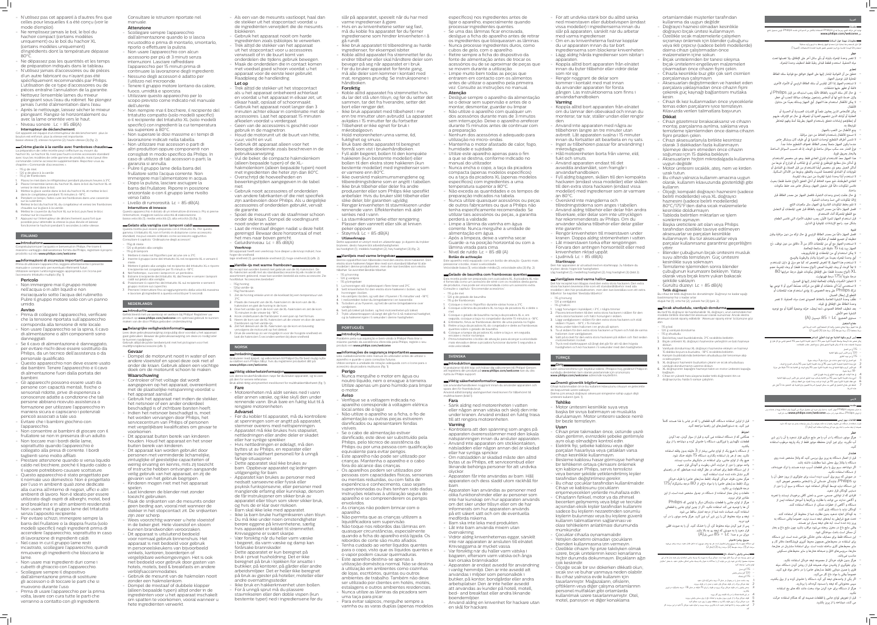- N'utilisez pas cet appareil à d'autres fins que celles pour lesquelles il a été conçu (voir le mode d'emploi).
- Ne remplissez jamais le bol, le bol du hachoir compact (certains modèles uniquement) ou le bol du hachoir XL (certains modèles uniquement) d'ingrédients dont la température dépasse 80 °C.
- Ne dépassez pas les quantités et les temps de préparation indiqués dans le tableau.
- N'utilisez jamais d'accessoires ou de pièces d'un autre fabricant ou n'ayant pas été spécifiquement recommandés par Philips. L'utilisation de ce type d'accessoires ou de pièces entraîne l'annulation de la garantie.
- Nettoyez l'ensemble lames du mixeur plongeant sous l'eau du robinet. Ne plongez jamais l'unité d'alimentation dans l'eau.
- Après le nettoyage, laissez sécher le mixeur plongeant. Rangez-le horizontalement ou avec la lame orientée vers le haut.
- Niveau sonore : Lc = 85 dB(A)

**Interrupteur de déclenchement**

Cet appareil est équipé d'un interrupteur de déclenchement : plus le bouton est enfoncé, plus la vitesse est importante. basse vitesse (1), vitesse moyenne (2), haute vitesse (3) (fig. 2).

**Crème glacée à la vanille avec framboises chaudes**

La préparation de cette recette peut s'effectuer au moyen du hachoir XL (uniquement sur les modèles fournis avec cet accessoire). Consultez le chapitre « Commande d'accessoires ».

- 115 g de riz
- 120 g de glace à la vanille
- 175 g de framboises

1. Placez la mini dans le réfrigérateur pendant plusieurs heures à 2 °C.
2. Placez l'ensemble lames du hachoir XL dans le bol du hachoir XL et versez-y les framboises.
3. Mettez la glace vanille dans le bol du hachoir XL et mettez le bol dans le congélateur pendant 15 minutes à -18 °C.
4. Pendant ce temps, faites cuire les framboises dans une casserole sur la cuisinière.
5. Retirez le bol du hachoir XL du congélateur et versez les framboises chaudes sur la glace à la vanille.
6. Mettez le couvercle du hachoir XL sur le bol, puis fixez le bloc moteur sur le couvercle.
7. Appuyez sur l'interrupteur de déclenchement aussi fort que possible pour atteindre la vitesse la plus élevée et laissez fonctionner le hachoir pendant 5 secondes à cette vitesse.

## ITALIANO

### Introduzione

Congratulazioni per l'acquisto e benvenuti in Philips! Per trarre il massimo vantaggio dall'assistenza fornita da Philips, registrate il proprio prodotto sul sito www.philips.com/welcome.

### Informazioni di sicurezza importanti

Prima di utilizzare l'apparecchio, leggete attentamente il presente manuale e conservatelo per eventuali riferimenti futuri. Utilizzate sempre l'unità impugnatura appropriata con l'icona per l'accessorio (modelli multiuso) (fig. 1).

**Pericolo**

- Non immergere mai il gruppo motore nell'acqua o in altri liquidi e non risciacquarlo sotto l'acqua del rubinetto. Pulire il gruppo motore solo con un panno umido.

**Avviso**

- Prima di collegare l'apparecchio, verificare che la tensione riportata sull'apparecchio corrisponda alla tensione di rete locale.
- Non usare l'apparecchio se la spina, il cavo di alimentazione o altri componenti sono danneggiati.
- Se il cavo di alimentazione è danneggiato, per evitare rischi deve essere sostituito da Philips, da un tecnico dell'assistenza o da personale qualificato.
- Questo apparecchio non deve essere usato dai bambini. Tenere l'apparecchio e il cavo di alimentazione fuori dalla portata dei bambini.
- Gli apparecchi possono essere usati da persone con capacità mentali, fisiche o sensoriali ridotte, prive di esperienza o conoscenze adatte a condizione che tali persone abbiano ricevuto assistenza o formazione per utilizzare l'apparecchio in maniera sicura e capiscano i potenziali pericoli associati a tale uso.
- Evitare che i bambini giochino con l'apparecchio.
- Non consentire ai bambini di giocare con il frullatore se non in presenza di un adulto.
- Non toccare mai i bordi delle lame, soprattutto quando l'apparecchio è collegato alla presa di corrente. I bordi taglienti sono molto affilati.
- Prestare attenzione quando si versa liquido caldo nel bicchiere, poiché il liquido caldo e il vapore potrebbero causare scottature.
- Questo apparecchio è stato progettato per il normale uso domestico. Non è progettato per l'uso in ambienti quali zone dedicate alla cucina all'interno di negozi, uffici e altri ambienti di lavoro. Non è ideato per essere utilizzato dagli ospiti di alberghi, motel, bed and breakfast e in altri ambienti residenziali.
- Non usare mai il gruppo lame del tritatutto senza l'apposito recipiente.
- Per evitare schizzi, immergere sempre la barra del frullatore o la doppia frusta (solo modelli specifici) negli ingredienti prima di accendere l'apparecchio, soprattutto in caso di lavorazione di ingredienti caldi.
- Nel caso in cui il gruppo lame resti incastrato, scollegare l'apparecchio, quindi rimuovere gli ingredienti che bloccano le lame.
- Non usare mai ingredienti duri come i cubetti di ghiaccio con l'apparecchio.
- Scollegare sempre il dispositivo dall'alimentazione prima di sostituire gli accessori o di toccare le parti che si muovono durante l'uso.
- Prima di usare l'apparecchio per la prima volta, lavare con cura tutte le parti che verranno a contatto con gli ingredienti. Consultare le istruzioni riportate nel manuale.

**Attenzione**

- Scollegare sempre l'apparecchio dall'alimentazione quando lo si lascia incustodito e prima di montarlo, smontarlo, riporlo o effettuare la pulizia.
- Non usare l'apparecchio con alcun accessorio per più di 3 minuti senza interruzioni. Lasciare raffreddare l'apparecchio per 15 minuti prima di continuare la lavorazione degli ingredienti.
- Nessuno degli accessori è adatto per l'utilizzo nel microonde.
- Tenere il gruppo motore lontano da calore, fuoco, umidità e sporcizia.
- Utilizzare questo apparecchio per lo scopo previsto come indicato nel manuale dell'utente.
- Non riempire mai il bicchiere, il recipiente del tritatutto compatto (solo modelli specifici) o il recipiente del tritatutto XL (solo modelli specifici) con ingredienti la cui temperatura sia superiore a 80 °C.
- Non superare le dosi massime e i tempi di lavorazione indicati nella tabella.
- Non utilizzare mai accessori o parti di altri produttori oppure componenti non consigliati in modo specifico da Philips. In caso di utilizzo di tali accessori o parti, la garanzia si annulla.
- Pulire il gruppo lame della barra del frullatore sotto l'acqua corrente. Non immergere mai l'alimentatore in acqua.
- Dopo la pulizia, lasciare asciugare la barra del frullatore. Riporre in posizione orizzontale o con il gruppo lame rivolto verso l'alto.
- Livello di rumorosità: Lc = 85 dB(A)

**Interruttore di innesco**

Questo apparecchio è dotato di un interruttore di innesco. Più si preme l'interruttore, maggiore sarà la velocità di elaborazione. bassa velocità (1), media velocità (2), alta velocità (3) (fig. 2)

**Gelato alla vaniglia con lamponi caldi**

Questa ricetta può essere preparata con il tritatutto XL. Per questa gamma, il tritatutto XL non è fornito in dotazione come accessorio standard, ma può essere ordinato come accessorio aggiuntivo. Consultare il capitolo "Ordinazione degli accessori".

- 115 g di lamponi
- 120 g di gelato alla vaniglia
- 175 g di lamponi

1. Mettere il mixer nel frigorifero per alcune ore a 2 °C.
2. Inserire il gruppo lame del tritatutto XL nel recipiente XL e versare il mixer.
3. Mettere il gelato alla vaniglia nel recipiente del tritatutto XL e riporre il recipiente nel congelatore per 15 minuti a -18 °C.
4. Nel frattempo, riscaldare i lamponi in un pentolino.
5. Estrarre il recipiente del tritatutto XL dal freezer e versare i lamponi caldi sul gelato alla vaniglia.
6. Posizionare il coperchio del tritatutto XL sul recipiente e serrare il gruppo motore sul coperchio.
7. Premere l'interruttore fino al raggiungimento della velocità massima e lavorare gli ingredienti a questa velocità per 5 secondi.

## NEDERLANDS

### Introductie

Gefeliciteerd met uw aankoop en welkom bij Philips! Registreer uw product op www.philips.com/welcome om optimaal gebruik te kunnen maken van de door Philips geboden ondersteuning.

### Belangrijke veiligheidsinformatie

Lees deze gebruiksaanwijzing zorgvuldig door voordat u het apparaat gaat gebruiken. Bewaar de gebruiksaanwijzing om deze zo nodig later te kunnen raadplegen. Gebruik altijd het juiste hendelunit met het pictogram voor het multifunctionele accessoire (afb. 1).

**Gevaar**

- Dompel de motorunit nooit in water of een andere vloeistof en spoel deze ook niet af onder de kraan. Gebruik alleen een vochtige doek om de motorunit schoon te maken.

**Waarschuwing**

- Controleer of het voltage dat wordt aangegeven op het apparaat overeenkomt met de plaatselijke netspanning voordat u het apparaat aansluit.
- Gebruik het apparaat niet indien de stekker, het netsnoer of een ander onderdeel beschadigd is of zichtbare barsten heeft.
- Indien het netsnoer beschadigd is, moet het worden vervangen door Philips, een servicecentrum van Philips of personen met vergelijkbare kwalificaties om gevaar te voorkomen.
- Dit apparaat buiten bereik van kinderen houden. Houd het apparaat en het snoer buiten bereik van kinderen.
- Dit apparaat kan worden gebruikt door personen met verminderde lichamelijke, zintuiglijke of geestelijke capaciteiten of weinig ervaring en kennis, mits zij toezicht of instructie hebben ontvangen aangaande veilig gebruik van het apparaat, en zij de gevaren van het gebruik begrijpen. Kinderen mogen niet met het apparaat spelen.
- Laat kinderen de blender niet zonder toezicht gebruiken.
- Raak de snijkanten van de mesunits onder geen beding aan, vooral niet wanneer de stekker in het stopcontact zit. De snijkanten zijn zeer scherp.
- Wees voorzichtig wanneer u hete vloeistof in de beker giet. Hete vloeistof en stoom kunnen brandwonden veroorzaken.
- Dit apparaat is uitsluitend bedoeld voor normaal gebruik binnenshuis. Het apparaat is niet bedoeld voor gebruik in personeelskeukens van bijvoorbeeld winkels, kantoren, boerderijen of vergelijkbare werkomgevingen. Het is ook niet bedoeld voor gebruik door gasten van hotels, motels, bed & breakfasts en andere verblijfsaccommodaties.
- Gebruik de mesunit van de hakmolen nooit zonder een hakmolenkom.
- Dompel de mixstaaf of dubbele klopper (alleen bepaalde typen) altijd onder in de ingrediënten voor u het apparaat inschakelt om spatten te voorkomen, vooral wanneer u hete ingrediënten verwerkt.
- Als een van de mesunits vastloopt, haal dan de stekker uit het stopcontact voordat u de ingrediënten verwijdert die de mesunits blokkeren.
- Gebruik het apparaat nooit om harde ingrediënten zoals ijsblokjes te verwerken.
- Trek altijd de stekker van het apparaat uit het stopcontact voor u accessoires verwisselt of in de buurt komt van onderdelen die tijdens gebruik bewegen.
- Maak de onderdelen die in contact komen met voedsel goed schoon voordat u het apparaat voor de eerste keer gebruikt. Raadpleeg de handleiding.

**Let op**

- Trek altijd de stekker uit het stopcontact als u het apparaat onbeheerd achterlaat en voordat u het apparaat in elkaar zet, uit elkaar haalt, opslaat of schoonmaakt.
- Gebruik het apparaat nooit langer dan 3 minuten achter elkaar in combinatie met de accessoires. Laat het apparaat 15 minuten afkoelen voordat u verdergaat.
- Geen van de accessoires is geschikt voor gebruik in de magnetron.
- Houd de motorunit uit de buurt van hitte, vuur, vocht en vuil.
- Gebruik dit apparaat alleen voor het beoogde doeleinde zoals beschreven in de gebruiksaanwijzing.
- Vul de beker, de compacte hakmolenkom (alleen bepaalde typen) of de XL-hakmolenkom (alleen bepaalde typen) nooit met ingrediënten die heter zijn dan 80 °C.
- Overschrijd de hoeveelheden en bewerkingstijden aangegeven in de tabel niet.
- Gebruik nooit accessoires of onderdelen van andere fabrikanten of die niet specifiek zijn aanbevolen door Philips. Als u dergelijke accessoires of onderdelen gebruikt, vervalt de garantie.
- Spoel de mesunit van de staafmixer schoon onder de kraan. Dompel de voedingsunit nooit onder in water.
- Laat de mixstaaf drogen nadat u deze hebt gereinigd. Bewaar deze horizontaal of met het mes naar boven gericht.
- Geluidsniveau: Lc = 85 dB(A)

**Verkniop**

Dit apparaat heeft een verknop: hoe dieper u de knop indrukt, hoe hoger de snelheid.
lage snelheid (1), gemiddelde snelheid (2), hoge snelheid (3) (afb. 2).

**Vanille-ijs met warme frambozen**

Dit recept kan worden bereid met gebruik van de XL-hakmolen. De XL-hakmolen wordt niet als standaardaccessoire bij alle modellen dit assortiment geleverd, maar kan worden besteld als extra accessoire. Zie hoofdstuk 'Accessoires bestellen'.

- 115 g honing
- 120 g vanille-ijs
- 175 g frambozen

1. Zet de honing enkele uren in de koelkast bij een temperatuur van 2 °C.
2. Plaats de mesunit van de XL-hakmolen in de kom van de XL-hakmolen en giet de honing in de kom.
3. Doe het vanille-ijs in de kom van de XL-hakmolen en zet de kom 15 minuten in de vriezer bij -18 °C.
4. Kook ondertussen de frambozen in een pan op het fornuis.
5. Neem de kom van de XL-hakmolen uit de vriezer en doe de warme frambozen op het vanille-ijs.
6. Zet het deksel op de kom van de XL-hakmolen en zet de motorunit vervolgens op het deksel.
7. Druk de verkniop zo ver mogelijk in voor de hoogste snelheid en laat de hakmolen 5 seconden werken bij deze snelheid.

## NORSK

### Innledning

Gratulerer med kjøpet, og velkommen til Philips! Du får best mulig nytte av støtten som Philips tilbyr, hvis du registrerer produktet ditt på www.philips.com/welcome.

### Viktig sikkerhetsinformasjon

Les denne brukerhåndboken nøye før du bruker apparatet, og ta vare på den for senere referanse.
Bruk alltid riktig stykkenhet med ikonet for multifunksjonstilbehøret (fig. 1).

**Fare**

- Motorenheten må aldri senkes ned i vann eller annen væske, og ikke skyll den under rennende vann. Bruk bare en fuktig klut til å rengjøre motorenheten.

**Advarsel**

- Før du kobler til apparatet, må du kontrollere at spenningen som er angitt på apparatet, stemmer overens med nettspenningen.
- Apparatet må ikke brukes hvis støpselet, nettledningen eller andre deler er skadet eller har synlige sprekker.
- Hvis nettledningen er ødelagt, må den byttes ut av Philips, en reparatør eller lignende kvalifisert personell for å unngå farlige situasjoner.
- Dette apparatet skal ikke brukes av barn. Oppbevar apparatet og ledningen utilgjengelig for barn.
- Apparatet kan brukes av personer med nedsatt sanseevne eller fysisk eller psykisk funksjonsevne, eller personer med manglende erfaring eller kunnskap, dersom de får instruksjoner om sikker bruk av apparatet eller tilsyn som sikrer sikker bruk, og hvis de er klar over risikoen.
- Barn skal ikke leke med apparatet.
- Ikke la barn bruke hurtigmikseren uten tilsyn.
- Du må ikke under noen omstendigheter berøre eggene på knivenheten, særlig hvis apparatet er koblet til strømnettet. Knivseggene er svært skarpe.
- Vær forsiktig når du heller varm væske i begeret, da varm væske og damp kan forårsake brannskader.
- Dette apparatet er kun beregnet på bruk i privat husholdning. Det er ikke beregnet på bruk i kjøkken for ansatte i butikker, på kontorer, på gårder eller andre arbeidsmiljøer. Det er heller ikke beregnet på bruk av gjester på hoteller, moteller eller andre overnattingssteder.
- Ikke bruk en hakkerknivenhet uten bollen.
- For å unngå sprut må du senke stavmikserstaven eller den doble visp (kun bestemte typer) ned i ingrediensene før du slår på apparatet, spesielt når du har med varme ingredienser å gjøre.
- Hvis en av knivenhetene setter seg fast, må du koble fra apparatet før du fjerner ingrediensene som hindrer knivenheten i å gå rundt.
- Ikke bruk apparatet til tilberedning av harde ingredienser, for eksempel isbiter.
- Koble alltid apparatet fra strømnettet før du endrer tilbehør eller skal håndtere deler som beveger på seg når apparatet er i bruk.
- Før du bruker apparatet for første gang, må alle deler som kommer i kontakt med mat, rengjøres grundig. Se instruksjonene i håndboken.

**Forsiktig**

- Koble alltid apparatet fra strømnettet hvis du lar det stå uten tilsyn, og før du setter det sammen, tar det fra hverandre, setter det bort eller rengjør det.
- Ikke bruk apparatet med tilbehøret i mer enn tre minutter uten avbrudd. La apparatet avkjøles i 15 minutter før du fortsetter.
- Tilbehøret er ikke egnet for bruk i mikrobølgeovn.
- Hold motorenheten unna varme, ild, fuktighet og smuss.
- Bruk bare dette apparatet til beregnet formål som vist i brukerhåndboken.
- Fyll aldri begeret, bollen til den kompakte hakkeren (kun bestemte modeller) eller bollen til den ekstra store hakkeren (kun bestemte modeller) med ingredienser som er varmere enn 80 °C.
- Ikke overskrid maksimumsmengdene og tilberedningstidene som er angitt i tabellen.
- Ikke bruk tilbehør eller deler fra andre produsenter eller som Philips ikke spesifikt anbefaler. Hvis du bruker slikt tilbehør eller slike deler, blir garantien ugyldig.
- Rengjør knivenheten til stavmikseren under rennende vann. Effektenheten må aldri senkes ned i vann.
- La stavmikseren tørke etter rengjøring. Plasser den vannrett eller slik at kniven peker oppover.
- Støynivå: Lc = 85 dB(A)

**Utløserknapp**

Dette apparatet er utstyrt med en utløserknapp. Jo dypere du trykker bryteren, desto høyere blir behandlingshastigheten. lav hastighet (1), middels hastighet (2), høy hastighet (3) (fig. 2).

**Vaniljeis med varme bringebær**

Denne oppskriften kan tilberedes med den ekstra store hakkeren. Den ekstra store hakkeren følger ikke med som standard tilbehør til alle modeller i denne produktserien, men den kan bestilles som ekstra tilbehør. Se avsnittet Bestille tilbehør.

- 115 g av honning
- 120 g vaniljeis
- 175 g bringebær

1. La honningen stå i kjøleskapet i flere timer ved 2 °C.
2. Sett knivenheten for den ekstra store hakkeren i bollen, og hell honningen i bollen.
3. Ha vaniljeis i bollen, og sett den i fryseren i 15 minutter ved -18 °C.
4. I mellomtiden koker du bringebærene i en kasserolle.
5. Ta bollen ut av fryseren, og hell de varme bringebærene over vaniljeisen.
6. Sett lokket på bollen, og fest motorenheten på lokket.
7. Trykk utløserknappen så langt det går for å nå maksimal hastighet, og la hakkeren kjøre i 5 sekunder med denne hastigheten.

## PORTUGUÊS

### Introdução

Parabéns pela sua aquisição e bem-vindo à Philips! Para tirar o máximo partido da assistência oferecida pela Philips, registe o seu produto em www.philips.com/welcome.

### Informações de segurança importantes

Leia cuidadosamente este manual do utilizador antes de utilizar o aparelho e guarde-o para consultas futuras.
Utilize sempre a unidade de ligação adequada com o ícone para o acessório multifunções (modelos multiusos) (fig. 1).

**Perigo**

- Nunca mergulhe o motor em água ou noutro líquido, nem o enxagúe à torneira. Utilize apenas um pano húmido para limpar o motor.

**Aviso**

- Verifique se a voltagem indicada no aparelho corresponde à voltagem elétrica local antes de o ligar.
- Não utilize o aparelho se a ficha, o fio de alimentação ou outras peças estiverem danificados ou apresentarem fendas visíveis.
- Se o cabo de alimentação estiver danificado, este deve ser substituído pela Philips, pelo técnico de assistência da Philips ou por uma pessoa com qualificação equivalente para evitar perigos.
- Este aparelho não pode ser utilizado por crianças. Mantenha o aparelho e o cabo fora do alcance das crianças.
- Os aparelhos podem ser utilizados por pessoas com capacidades físicas, sensoriais ou mentais reduzidas, ou com falta de experiência e conhecimento, caso sejam supervisionadas ou lhes tenham sido dadas instruções relativas à utilização segura do aparelho e se compreenderem os perigos envolvidos.
- As crianças não podem brincar com o aparelho.
- Não permita que as crianças utilizem a liquidificadora sem supervisão.
- Não toque nos rebordos das lâminas em quaisquer circunstâncias, especialmente quando a ficha do aparelho está ligada. Os rebordos de corte são muito afiados.
- Tenha cuidado ao verter líquidos quentes para o copo, visto que os líquidos quentes e o vapor podem causar queimaduras.
- Este aparelho destina-se apenas a utilização doméstica normal. Não se destina a utilização em ambientes como cozinhas de lojas, escritórios, quintas ou outros ambientes de trabalho. Também não deve ser utilizado por clientes em hotéis, motéis, estalagens e outros ambientes residenciais.
- Nunca utilize as lâminas da picadora sem uma taça para picar.
- Para evitar salpicos, mergulhe sempre a varinha ou as varas duplas (apenas modelos específicos) nos ingredientes antes de ligar o aparelho, especialmente quando processar ingredientes quentes.
- Se uma das lâminas ficar encravada, desligue a ficha do aparelho antes de retirar os ingredientes que bloqueiam as lâminas.
- Nunca processe ingredientes duros, como cubos de gelo, com o aparelho.
- Retire sempre a ficha do dispositivo da fonte de alimentação antes de trocar os acessórios ou de se aproximar de peças que se movem durante a utilização.
- Limpe muito bem todas as peças que entrarão em contacto com os alimentos antes de utilizar o aparelho pela primeira vez. Consulte as instruções no manual.

**Atenção**

- Desligue sempre o aparelho da alimentação se o deixar sem supervisão e antes de o montar, desmontar, guardar ou limpar.
- Não utilize o aparelho com qualquer um dos acessórios durante mais de 3 minutos sem interrupção. Deixe o aparelho arrefecer durante 15 minutos antes de continuar com a preparação.
- Nenhum dos acessórios é adequado para utilização no micro-ondas.
- Mantenha o motor afastado de calor, fogo, humidade e sujidade.
- Utilize este aparelho apenas para o fim a que se destina, conforme indicado no manual do utilizador.
- Nunca encha o copo, a taça da picadora compacta (apenas modelos específicos) ou a taça da picadora XL (apenas modelos específicos) com ingredientes a uma temperatura superior a 80 °C.
- Não exceda as quantidades e os tempos de preparação indicados na tabela.
- Nunca utilize quaisquer acessórios ou peças de outros fabricantes ou que a Philips não tenha especificamente recomendado. Se utilizar tais acessórios ou peças, a garantia perderá a validade.
- Limpe a lâmina da varinha em água corrente. Nunca mergulhe a unidade de alimentação em água.
- Após a limpeza, deixe a varinha secar. Guarde-a na posição horizontal ou com a lâmina virada para cima.
- Nível de ruído: Lc = 85 dB(A)

**Botão de activação**

Este aparelho está equipado com um botão de ativação. Quanto mais pressionar o botão, maior a velocidade.
Velocidade baixa (1), velocidade média (2), velocidade alta (3) (fig. 2).

**Gelado de baunilha com framboesas quentes**

Esta receita pode ser preparada com a picadora XL. A picadora XL não é fornecida como acessório de série com os modelos desta gama de produtos, mas pode ser encomendada como um acessório extra. Consulte o capítulo "Encomendar acessórios".

- 115 g de mel
- 120 g de gelado de baunilha
- 175 g de framboesas

1. Coloque o mel no frigorífico durante várias horas a 2 °C.
2. Coloque a lâmina da picadora XL na taça da picadora XL e deite o mel.
3. Coloque o gelado de baunilha na taça da picadora XL e, em seguida, coloque a taça no congelador durante 15 minutos a -18 °C.
4. Entretanto, ferva as framboesas dentro de uma panela no fogão.
5. Retire a taça da picadora XL do congelador e deite as framboesas quentes sobre o gelado de baunilha.
6. Coloque a tampa da picadora XL sobre a taça e, em seguida, encaixe o motor na tampa.
7. Prima totalmente o botão de ativação para alcançar a velocidade mais elevada e deixe a picadora funcionar durante 5 segundos a esta velocidade.

## SVENSKA

### Introduktion

Vi gratulerar dig till köp och hälsar dig välkommen till Philips! Genom att registrera din produkt på www.philips.com/welcome kan du dra nytta av Philips support.

### Viktig säkerhetsinformation

Läs användarhandboken noggrant innan du använder apparaten och spara den för framtida bruk.
Använd alltid lämplig vätskeenhet med ikonen för tillbehöret till multihackaren (bild 1).

**Fara**

- Sänk aldrig ned motorenheten i vatten eller någon annan vätska och skölj den inte under kranen. Använd endast en fuktig trasa till att rengöra motorenheten.

**Varning**

- Kontrollera att den spänning som anges på apparaten överensstämmer med den lokala nätspänningen innan du ansluter apparaten.
- Använd inte apparaten om stickkontakten, nätsladden eller någon annan del är skadad eller har synliga sprickor.
- Om nätsladden är skadad måste den alltid bytas ut av Philips, ett servicemodell eller liknande behöriga personer för att undvika olyckor.
- Apparaten får inte användas av barn. Håll apparaten och dess sladd utom räckhåll för barn.
- Apparaten kan användas av personer med olika funktionshinder eller av personer som inte har kunskap om hur apparaten används om det sker under tillsyn eller om de har informerats om hur apparaten används på ett säkert sätt och om eventuella medförda risker.
- Barn ska inte leka med produkten.
- Låt inte barn använda mixern utan övervakning.
- Vidrör aldrig knivenheternas eggar, särskilt inte när apparaten är ansluten till eluttaget. Knivseggarna är mycket vassa.
- Var försiktig när du häller varm vätska i bägaren, eftersom varm vätska och ånga kan orsaka brännskador.
- Apparaten är endast avsedd för användning i vanlig hemmiljö. Den är inte avsedd att användas i miljöer som personalkök i butiker, på kontor, bondgårdar eller andra arbetsplatser. Den är inte heller avsedd att användas av kunder på hotell, motell, bed- and breakfast eller andra liknande boendemiljöer.
- Använd aldrig en knivenhet för hackare utan en skål för hackare.
- För att undvika stänk bör du alltid sänka ned mixerstaven eller dubbelvispen (endast vissa modeller) i ingredienserna innan du slår på apparaten, särskilt när du arbetar med varma ingredienser.
- Om en av knivenheterna fastnar kopplar du ur apparaten innan du tar bort ingredienserna som blockerar knivenheten.
- Lägg aldrig hårda ingredienser som isbitar i apparaten.
- Koppla alltid bort apparaten från eluttaget innan du byter tillbehör eller vidrör delar som rör sig.
- Rengör noggrant de delar som kommer i kontakt med mat innan du använder apparaten för första gången. Läs instruktionerna som finns i användarhandboken.

**Varning**

- Koppla alltid bort apparaten från eluttaget om du lämnar den obevakad och innan du monterar, tar isär, ställer undan eller rengör den.
- Använd inte apparaten med några av tillbehören längre än tre minuter utan avbrott. Låt apparaten svalna i 15 minuter innan du fortsätter att bearbeta en ny sats.
- Inget av tillbehören passar för användning i mikrovågsugn.
- Håll motorenheten borta från värme, eld, fukt och smuts.
- Använd apparaten endast till det avsedda ändamålet, som framgår i användarhandboken.
- Fyll aldrig bägaren, skålen till den kompakta hackaren (endast vissa modeller) eller skålen till den extra stora hackaren (endast vissa modeller) med ingredienser som är varmare än 80 °C.
- Överskrid inte mängderna och tillredningstiderna som anges i tabellen.
- Använd aldrig tillbehör eller delar från andra tillverkare, eller delar som inte uttryckligen rekommenderas av Philips. Om du använder sådana tillbehör eller delar gäller inte garantin.
- Rengör knivenheten till mixerstaven under kranen. Doppa aldrig strömenheten i vatten.
- Låt mixerstaven torka efter rengöringen. Förvara den antingen horisontellt eller med knivenheten riktad uppåt.
- Ljudnivå: Lc = 85 dB(A)

**Startknapp**

Den här apparaten är utrustad med en startknapp. Ju hårdare du trycker, desto högre blir hastigheten.
Låg hastighet (1), medelhög hastighet (2), hög hastighet (3) (bild 2).

**Vaniljglass med varma hallon**

Det här receptet kan tillredas med den extra stora hackaren. Den extra stora hackaren levereras inte som ett standardtillbehör med alla modeller i den här produktserien, men den kan beställas som ett extra tillbehör. Se kapitlet "Beställa tillbehör".

- 115 g honung
- 120 g vaniljglass
- 175 g hallon

1. Lägg honungen i kylskåpet i 2 °C i några timmar.
2. Placera knivenheten till den extra stora hackaren i skålen till den extra stora hackaren och häll i honungen.
3. Lägg vaniljglassen i skålen till den extra stora hackaren och ställ skålen i frysen i -18 °C i 15 minuter.
4. Koka under tiden hallonen i en gryta på spisen.
5. Ta ut skålen för den extra stora hackaren ur frysen och häll de varma hallonen över vaniljglassen.
6. Sätt på locket för den extra stora hackaren på skålen och fäst sedan motorenheten i locket.
7. Tryck startknappen så långt det går för att nå den högsta hastigheten och låt hackaren i 5 sekunder med den hastigheten.

## TÜRKÇE

### Giriş

Satın alma işleminiz için tebrikler, Philips'e hoş geldiniz! Philips'in sunduğu destekten tam olarak yararlanmak için ürününüzü www.philips.com/welcome adresinde kaydettirin.

### Önemli güvenlik bilgileri

Cihazı kullanmadan önce bu kullanım kılavuzunu dikkatli bir şekilde okuyun ve ileride başvurmak üzere saklayın.
Daima çok amaçlı aksesuar simgesine sahip uygun elçil ünitesini kullanın (şek. 1).

**Tehlike**

- Motor ünitesini kesinlikle suya veya başka bir sıvıya batırmayın ve musluk altında durulamayın. Motor ünitesini sadece nemli bir bezle temizleyin.

**Uyarı**

- Cihazı prize takmadan önce, üstünde yazılı olan gerilimin, evinizdeki şebeke gerilimiyle aynı olup olmadığını kontrol edin.
- Elektrik fişi, şebeke kablosu veya diğer parçaları hasarlıysa veya çatlaklar varsa cihazı kesinlikle kullanmayın.
- Besleme kablosu hasar gördüğünde herhangi bir tehlikeli ortaya çıkmasını önlemek için kablonun Philips, Philips servis temsilcisi veya benzer şekilde yetkilendirilmiş kişiler tarafından değiştirilmesi gereklidir.
- Bu cihaz çocuklar tarafından kullanılmamalıdır. Cihazı ve kablosunu çocukların erişemeyecekleri yerlerde muhafaza edin.
- Cihazların fiziksel, motor ya da zihinsel becerileri gelişmemiş veya bilgi ve tecrübe açısından eksik kişiler tarafından kullanımı sadece bu kişilerin nezaretleri sorumlu kişilerin bulunmasi veya bu kişilere güvenli kullanım talimatlarının sağlanması ve olası tehlikelerin anlatılması durumunda mümkündür.
- Çocuklar cihazla oynamamalıdır.
- Yetişkin denetimi olmadan çocukların blender kullanmasına izin vermeyin.
- Özellikle cihazın fişi prize takılıyken olmak üzere, bıçak ünitelerinin kesici kenarlarına hiçbir durumda dokunmayın. Bıçakların ağzı çok keskindir.
- Ölçeğe sıcak bir sıvı dökerken dikkatli olun, sıcak sıvı ve buhar yanmaya neden olabilir.
- Bu cihaz yalnızca evde kullanım için tasarlanmıştır. Mağazaların, ofislerin, çiftliklerin veya diğer çalışma ortamlarının personel mutfakları gibi ortamlarda kullanılmak üzere tasarlanmamıştır. Otel, motel, pansiyon ve diğer konaklama ortamlarındaki müşteriler tarafından kullanıma da uygun değildir.
- Doğrayıcı haznesi olmadan kesinlikle doğrayıcı bıçak ünitesi kullanmayın.
- Özellikle sıcak malzemelerle çalışırken sıçramayı önlemek için blender çubuğunu veya ikili çırpıcıyı (sadece belirli modellerde) daima cihazı çalıştırmadan önce malzemelerin içine sokun.
- Bıçak ünitelerinden biri takılırsa sıkışırsa, bıçak ünitelerini engelleyen malzemeleri çıkarmadan önce cihazın fişini çekin.
- Cihazla kesinlikle buz gibi çok sert cisimleri parçalamaya çalışmayın.
- Aksesuarları değiştirmeden ve hareket eden parçalara yaklaşmadan önce cihazın fişini çekerek güç kaynağı bağlantısını mutlaka kesin.
- Cihazı ilk kez kullanmadan önce yiyeceklerle temas eden parçaların iyice temizleyin. Kılavuzda verilen talimatlara başvurun.

**Dikkat**

- Cihazı gözetimsiz bırakacaksanız ve cihazı montaj, parçalarına ayırma, saklama veya temizleme işlemlerinden önce daima cihazın fişini prizden çekin.
- Cihazı aksesuarlarıyla birlikte kesintisiz olarak 3 dakikadan fazla kullanmayın. İşlemeye devam etmeden önce cihazın soğumasını 15 dakika bekleyin.
- Aksesuarların hiçbiri mikrodalgada kullanıma uygun değildir.
- Motor ünitesini sıcaklık, ateş, nem ve kirden uzak tutun.
- Bu cihazı yalnızca kullanım amacına uygun olarak, kullanım kılavuzunda gösterildiği gibi kullanın.
- Ölçeği, kompakt doğrayıcı haznesini (sadece belirli modellerde) veya XL doğrayıcı haznesini (sadece belirli modellerde) 80 °C/175 °F'den daha sıcak malzemelerle kesinlikle doldurmayın.
- Tabloda belirtilen miktarları ve işlem sürelerini aşmayın.
- Başka üreticilere ait olan veya Philips tarafından özellikle tavsiye edilmeyen aksesuarlar ve parçaları kesinlikle kullanmayın. Bu tür aksesuarlar veya parçalar kullanırsanız garantiniz geçersiz olur.
- Blender çubuğunun bıçak ünitesini musluk suyu altında temizleyin. Güç ünitesini kesinlikle suya sokmayın.
- Temizleme işlemlerinden sonra blender çubuğunun kurumasını bekleyin. Yatay olarak veya bıçak kısmı yukarı bakacak şekilde saklayın.
- Gürültü düzeyi: Lc = 85 dB(A)

**Tetik düğmesi**

Bu cihaz bir tetik düğmesi ile donatılmıştır. Düğmeyi ne kadar aşağı bastırırsanız hız o kadar artar.
düşük hız (1), orta hız (2), yüksek hız (3) (şek. 2).

**Sıcak ahududulu, vanilyalı dondurma**

Bu tarif XL doğrayıcı kullanılarak hazırlanabilir. XL doğrayıcı, ürün serisindeki modeller birlikte standart bir aksesuar olarak sunulmaz. Ancak ekstra aksesuar olarak sipariş edilebilir. "Aksesuar sipariş etme" bölümüne göz atın.

- 115 g bal
- 120 g vanilyalı dondurma
- 175 g ahududu

1. Balı birkaç saat buzdolabında, 2 °C sıcaklıkta bekletin.
2. Bıçak ünitesini XL doğrayıcının haznesine yerleştirin ve balı hazneye dökün.
3. Vanilyalı dondurmayı XL doğrayıcı haznesine ekleyin ve hazneyi 15 dakika boyunca dondurucuda, -18 °C sıcaklıkta bekletin.
4. Kanları buzdolabında bekletirken ahududuyu bir tencereye alıp ocakta pişirin.
5. XL doğrayıcı haznesini buzdolabından alın ve sıcak ahududuyu vanilyalı dondurmanın üzerine dökün.
6. XL doğrayıcının kapağını hazneye takın ve motor ünitesini kapağa takın.
7. Tetik düğmesini maksimum hıza ulaşmak için mümkün olduğunca aşağı bastırın ve doğrayıcıyı bu hızda 5 saniye çalıştırın.

## العربية

### مقدمة

تهانينا على الشراء، ومرحبًا بك في Philips! للاستفادة الكاملة من الدعم الذي تقدمه Philips، سجّل منتجك على www.philips.com/welcome.

### معلومات سلامة مهمة

- Lc = 85 ديسبل (A)

## فارسی

### مقدمه

به شما بابت خرید تان تبریک گفته و به Philips خوش آمدید! برای بهره‌مندی کامل از پشتیبانی ارائه شده توسط Philips، محصول خود را در www.philips.com/welcome ثبت کنید.

- Lc = 85 دسی بل (A)